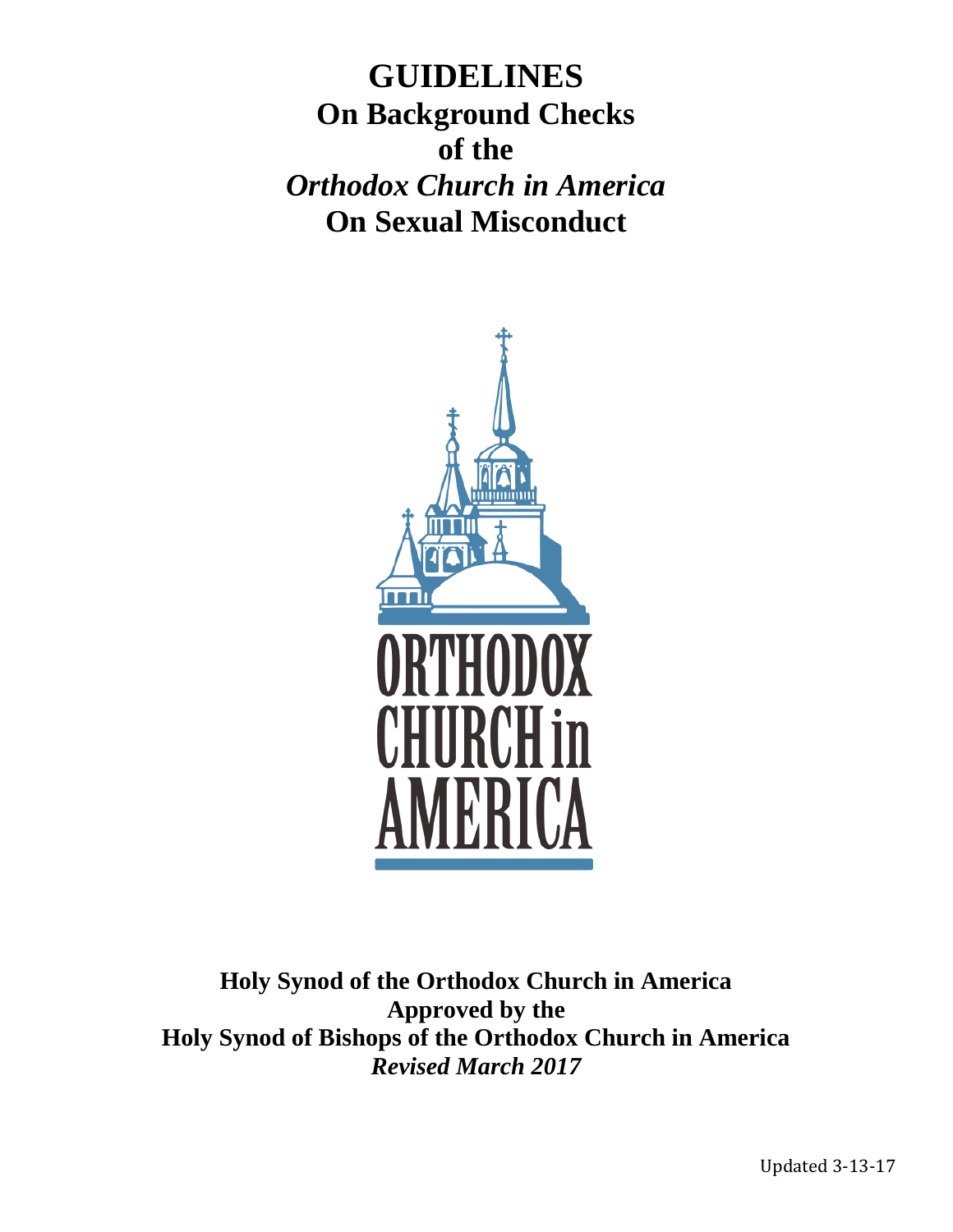# GUIDELINES
## On Background Checks
## of the
## *Orthodox Church in America*
## On Sexual Misconduct

**Holy Synod of the Orthodox Church in America**
**Approved by the**
**Holy Synod of Bishops of the Orthodox Church in America**
***Revised March 2017***

Updated 3-13-17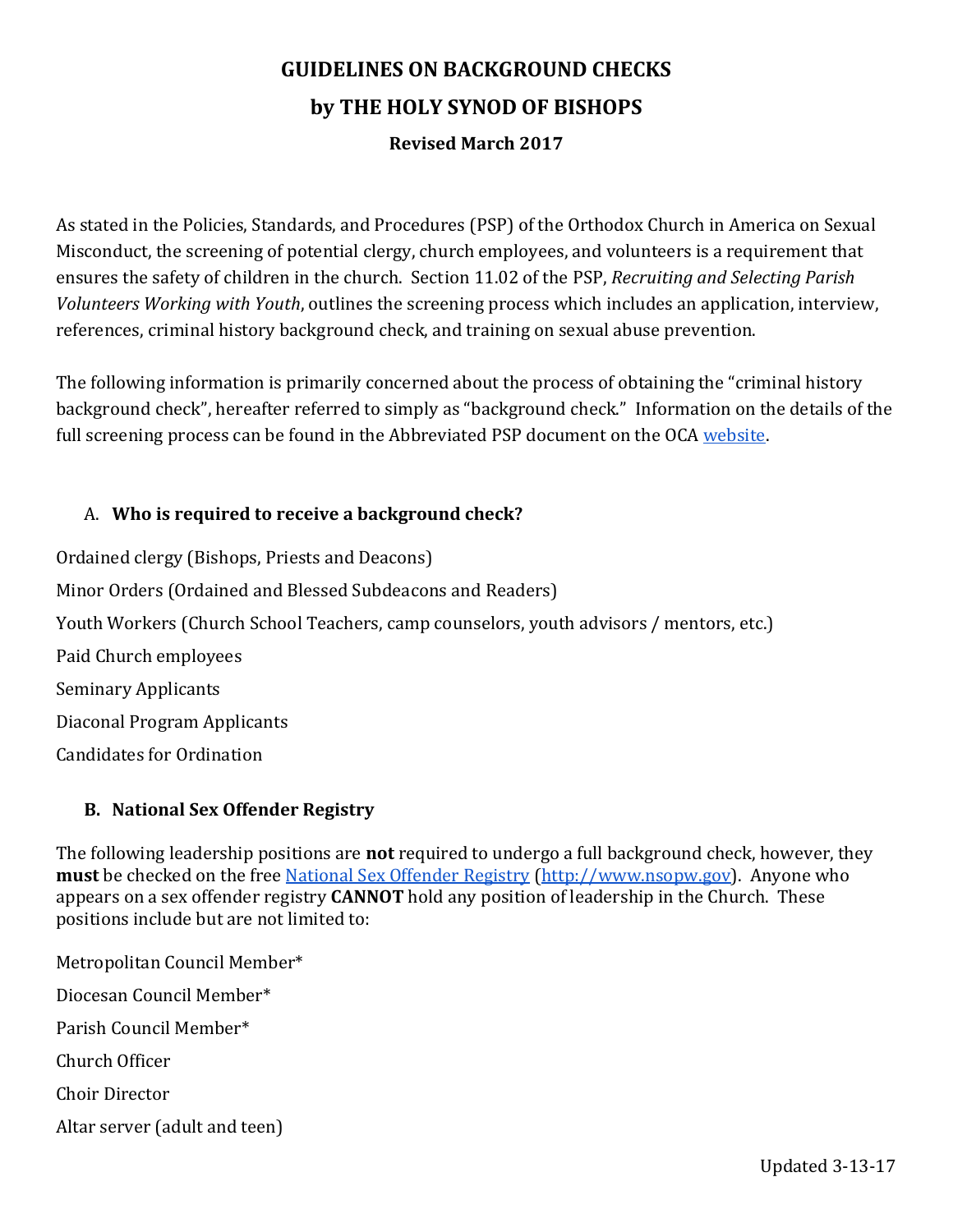# GUIDELINES ON BACKGROUND CHECKS

# by THE HOLY SYNOD OF BISHOPS

### Revised March 2017

As stated in the Policies, Standards, and Procedures (PSP) of the Orthodox Church in America on Sexual Misconduct, the screening of potential clergy, church employees, and volunteers is a requirement that ensures the safety of children in the church. Section 11.02 of the PSP, *Recruiting and Selecting Parish Volunteers Working with Youth*, outlines the screening process which includes an application, interview, references, criminal history background check, and training on sexual abuse prevention.

The following information is primarily concerned about the process of obtaining the "criminal history background check", hereafter referred to simply as "background check." Information on the details of the full screening process can be found in the Abbreviated PSP document on the OCA [website](website).

## A. Who is required to receive a background check?

Ordained clergy (Bishops, Priests and Deacons)

Minor Orders (Ordained and Blessed Subdeacons and Readers)

Youth Workers (Church School Teachers, camp counselors, youth advisors / mentors, etc.)

Paid Church employees

Seminary Applicants

Diaconal Program Applicants

Candidates for Ordination

## B. National Sex Offender Registry

The following leadership positions are **not** required to undergo a full background check, however, they **must** be checked on the free [National Sex Offender Registry](http://www.nsopw.gov) (http://www.nsopw.gov). Anyone who appears on a sex offender registry **CANNOT** hold any position of leadership in the Church. These positions include but are not limited to:

Metropolitan Council Member*

Diocesan Council Member*

Parish Council Member*

Church Officer

Choir Director

Altar server (adult and teen)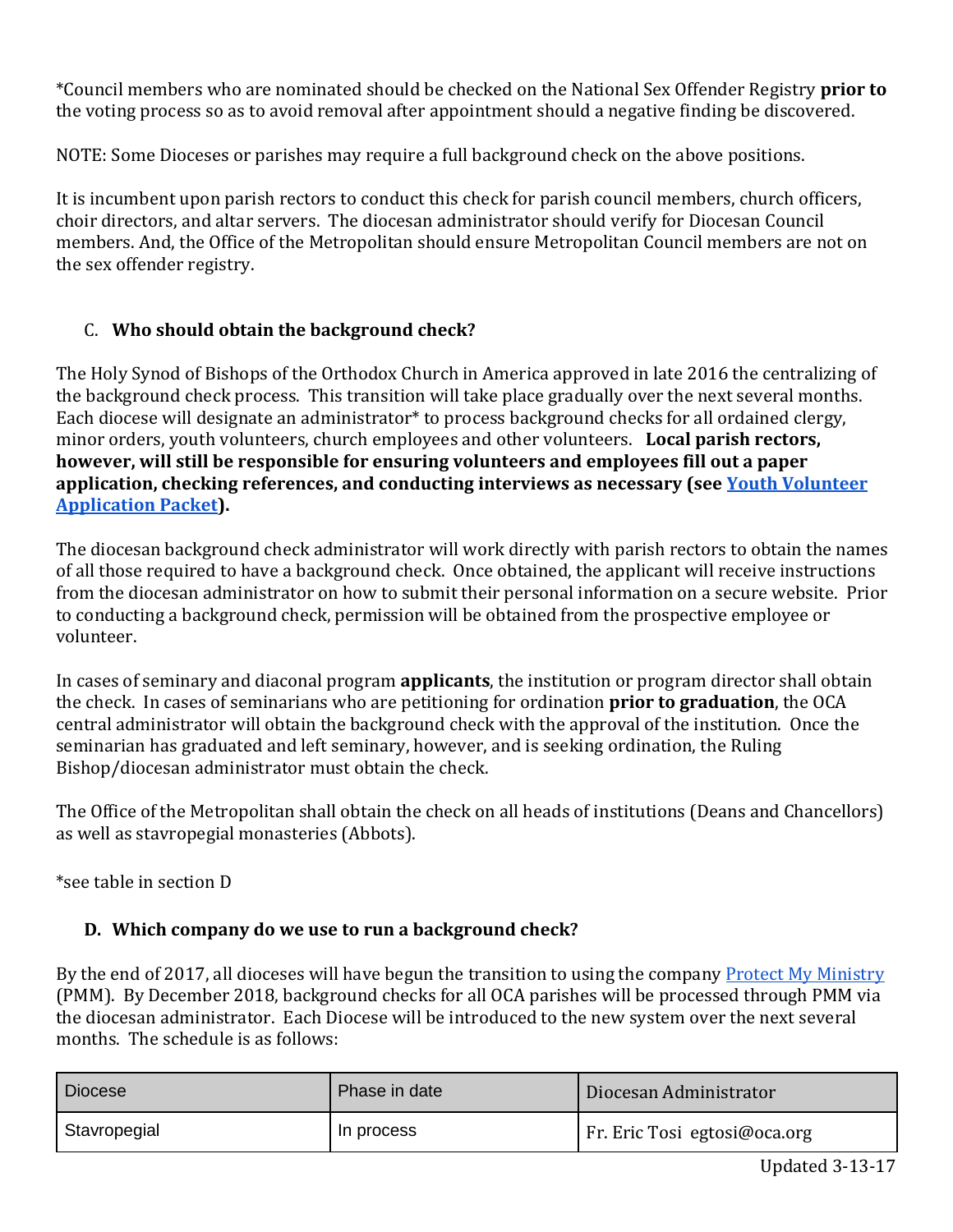*Council members who are nominated should be checked on the National Sex Offender Registry **prior to** the voting process so as to avoid removal after appointment should a negative finding be discovered.

NOTE: Some Dioceses or parishes may require a full background check on the above positions.

It is incumbent upon parish rectors to conduct this check for parish council members, church officers, choir directors, and altar servers. The diocesan administrator should verify for Diocesan Council members. And, the Office of the Metropolitan should ensure Metropolitan Council members are not on the sex offender registry.

### C. **Who should obtain the background check?**

The Holy Synod of Bishops of the Orthodox Church in America approved in late 2016 the centralizing of the background check process. This transition will take place gradually over the next several months. Each diocese will designate an administrator* to process background checks for all ordained clergy, minor orders, youth volunteers, church employees and other volunteers. **Local parish rectors, however, will still be responsible for ensuring volunteers and employees fill out a paper application, checking references, and conducting interviews as necessary (see Youth Volunteer Application Packet).**

The diocesan background check administrator will work directly with parish rectors to obtain the names of all those required to have a background check. Once obtained, the applicant will receive instructions from the diocesan administrator on how to submit their personal information on a secure website. Prior to conducting a background check, permission will be obtained from the prospective employee or volunteer.

In cases of seminary and diaconal program **applicants**, the institution or program director shall obtain the check. In cases of seminarians who are petitioning for ordination **prior to graduation**, the OCA central administrator will obtain the background check with the approval of the institution. Once the seminarian has graduated and left seminary, however, and is seeking ordination, the Ruling Bishop/diocesan administrator must obtain the check.

The Office of the Metropolitan shall obtain the check on all heads of institutions (Deans and Chancellors) as well as stavropegial monasteries (Abbots).

*see table in section D

### D. **Which company do we use to run a background check?**

By the end of 2017, all dioceses will have begun the transition to using the company Protect My Ministry (PMM). By December 2018, background checks for all OCA parishes will be processed through PMM via the diocesan administrator. Each Diocese will be introduced to the new system over the next several months. The schedule is as follows:

| Diocese | Phase in date | Diocesan Administrator |
|---|---|---|
| Stavropegial | In process | Fr. Eric Tosi egtosi@oca.org |

Updated 3-13-17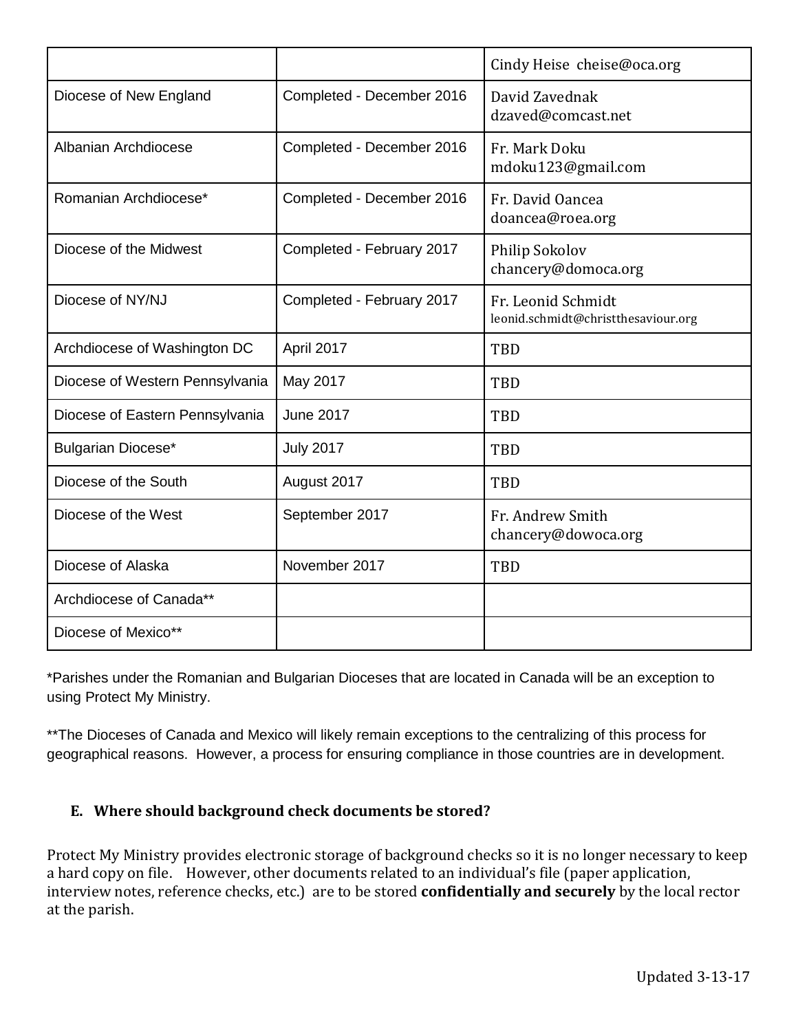| | | |
|---|---|---|
| | | Cindy Heise cheise@oca.org |
| Diocese of New England | Completed - December 2016 | David Zavednak dzaved@comcast.net |
| Albanian Archdiocese | Completed - December 2016 | Fr. Mark Doku mdoku123@gmail.com |
| Romanian Archdiocese* | Completed - December 2016 | Fr. David Oancea doancea@roea.org |
| Diocese of the Midwest | Completed - February 2017 | Philip Sokolov chancery@domoca.org |
| Diocese of NY/NJ | Completed - February 2017 | Fr. Leonid Schmidt leonid.schmidt@christthesaviour.org |
| Archdiocese of Washington DC | April 2017 | TBD |
| Diocese of Western Pennsylvania | May 2017 | TBD |
| Diocese of Eastern Pennsylvania | June 2017 | TBD |
| Bulgarian Diocese* | July 2017 | TBD |
| Diocese of the South | August 2017 | TBD |
| Diocese of the West | September 2017 | Fr. Andrew Smith chancery@dowoca.org |
| Diocese of Alaska | November 2017 | TBD |
| Archdiocese of Canada** | | |
| Diocese of Mexico** | | |

*Parishes under the Romanian and Bulgarian Dioceses that are located in Canada will be an exception to using Protect My Ministry.

**The Dioceses of Canada and Mexico will likely remain exceptions to the centralizing of this process for geographical reasons. However, a process for ensuring compliance in those countries are in development.

**E. Where should background check documents be stored?**

Protect My Ministry provides electronic storage of background checks so it is no longer necessary to keep a hard copy on file. However, other documents related to an individual's file (paper application, interview notes, reference checks, etc.) are to be stored **confidentially and securely** by the local rector at the parish.

Updated 3-13-17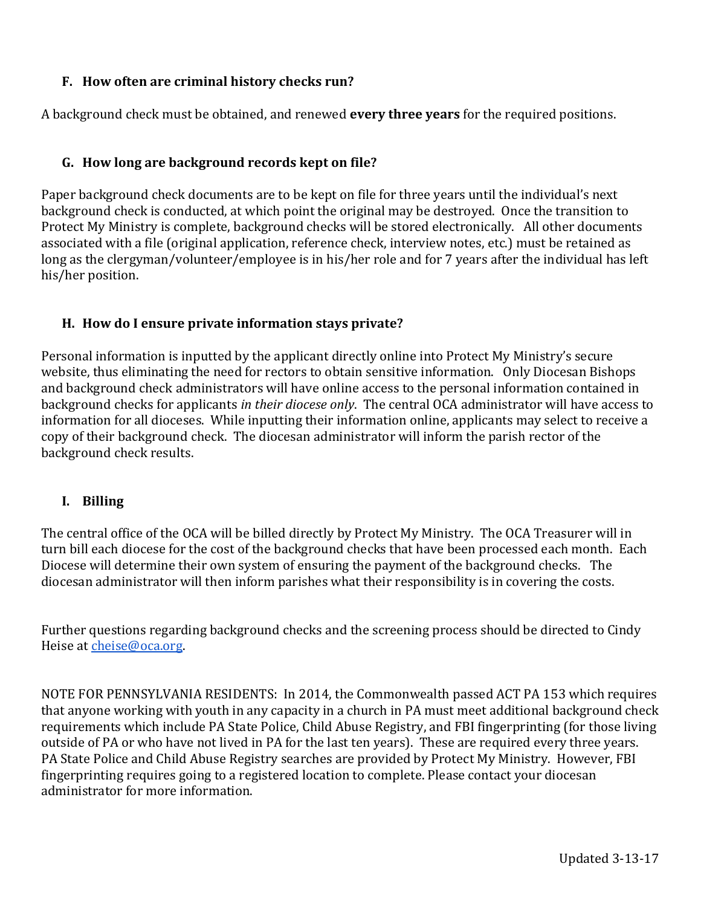### F. How often are criminal history checks run?

A background check must be obtained, and renewed **every three years** for the required positions.

### G. How long are background records kept on file?

Paper background check documents are to be kept on file for three years until the individual's next background check is conducted, at which point the original may be destroyed. Once the transition to Protect My Ministry is complete, background checks will be stored electronically. All other documents associated with a file (original application, reference check, interview notes, etc.) must be retained as long as the clergyman/volunteer/employee is in his/her role and for 7 years after the individual has left his/her position.

### H. How do I ensure private information stays private?

Personal information is inputted by the applicant directly online into Protect My Ministry's secure website, thus eliminating the need for rectors to obtain sensitive information. Only Diocesan Bishops and background check administrators will have online access to the personal information contained in background checks for applicants *in their diocese only*. The central OCA administrator will have access to information for all dioceses. While inputting their information online, applicants may select to receive a copy of their background check. The diocesan administrator will inform the parish rector of the background check results.

### I. Billing

The central office of the OCA will be billed directly by Protect My Ministry. The OCA Treasurer will in turn bill each diocese for the cost of the background checks that have been processed each month. Each Diocese will determine their own system of ensuring the payment of the background checks. The diocesan administrator will then inform parishes what their responsibility is in covering the costs.

Further questions regarding background checks and the screening process should be directed to Cindy Heise at cheise@oca.org.

NOTE FOR PENNSYLVANIA RESIDENTS: In 2014, the Commonwealth passed ACT PA 153 which requires that anyone working with youth in any capacity in a church in PA must meet additional background check requirements which include PA State Police, Child Abuse Registry, and FBI fingerprinting (for those living outside of PA or who have not lived in PA for the last ten years). These are required every three years. PA State Police and Child Abuse Registry searches are provided by Protect My Ministry. However, FBI fingerprinting requires going to a registered location to complete. Please contact your diocesan administrator for more information.

Updated 3-13-17